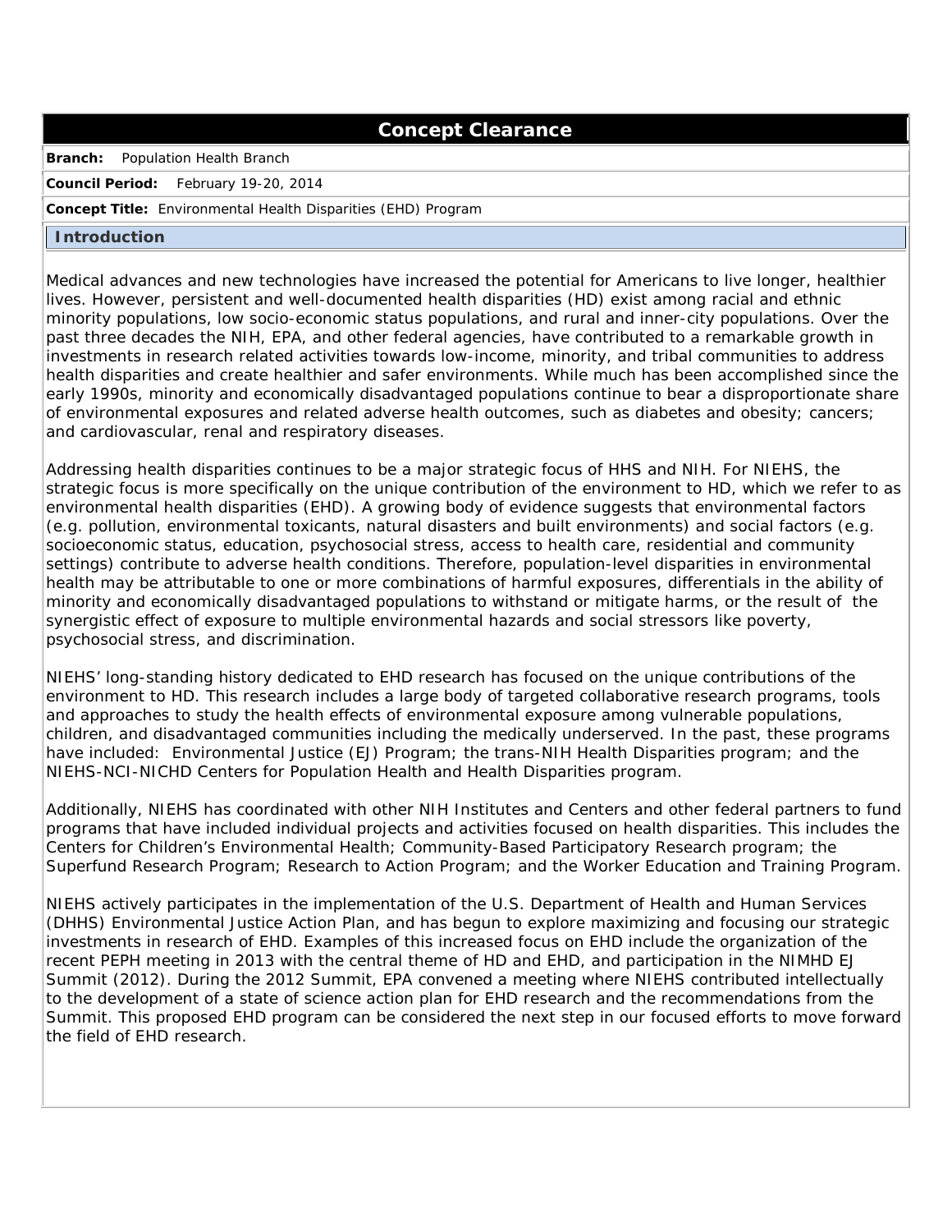# Concept Clearance

**Branch:** Population Health Branch

**Council Period:** February 19-20, 2014

**Concept Title:** Environmental Health Disparities (EHD) Program

## Introduction

Medical advances and new technologies have increased the potential for Americans to live longer, healthier lives. However, persistent and well-documented health disparities (HD) exist among racial and ethnic minority populations, low socio-economic status populations, and rural and inner-city populations. Over the past three decades the NIH, EPA, and other federal agencies, have contributed to a remarkable growth in investments in research related activities towards low-income, minority, and tribal communities to address health disparities and create healthier and safer environments. While much has been accomplished since the early 1990s, minority and economically disadvantaged populations continue to bear a disproportionate share of environmental exposures and related adverse health outcomes, such as diabetes and obesity; cancers; and cardiovascular, renal and respiratory diseases.

Addressing health disparities continues to be a major strategic focus of HHS and NIH. For NIEHS, the strategic focus is more specifically on the unique contribution of the environment to HD, which we refer to as environmental health disparities (EHD). A growing body of evidence suggests that environmental factors (e.g. pollution, environmental toxicants, natural disasters and built environments) and social factors (e.g. socioeconomic status, education, psychosocial stress, access to health care, residential and community settings) contribute to adverse health conditions. Therefore, population-level disparities in environmental health may be attributable to one or more combinations of harmful exposures, differentials in the ability of minority and economically disadvantaged populations to withstand or mitigate harms, or the result of the synergistic effect of exposure to multiple environmental hazards and social stressors like poverty, psychosocial stress, and discrimination.

NIEHS' long-standing history dedicated to EHD research has focused on the unique contributions of the environment to HD. This research includes a large body of targeted collaborative research programs, tools and approaches to study the health effects of environmental exposure among vulnerable populations, children, and disadvantaged communities including the medically underserved. In the past, these programs have included: Environmental Justice (EJ) Program; the trans-NIH Health Disparities program; and the NIEHS-NCI-NICHD Centers for Population Health and Health Disparities program.

Additionally, NIEHS has coordinated with other NIH Institutes and Centers and other federal partners to fund programs that have included individual projects and activities focused on health disparities. This includes the Centers for Children's Environmental Health; Community-Based Participatory Research program; the Superfund Research Program; Research to Action Program; and the Worker Education and Training Program.

NIEHS actively participates in the implementation of the U.S. Department of Health and Human Services (DHHS) Environmental Justice Action Plan, and has begun to explore maximizing and focusing our strategic investments in research of EHD. Examples of this increased focus on EHD include the organization of the recent PEPH meeting in 2013 with the central theme of HD and EHD, and participation in the NIMHD EJ Summit (2012). During the 2012 Summit, EPA convened a meeting where NIEHS contributed intellectually to the development of a state of science action plan for EHD research and the recommendations from the Summit. This proposed EHD program can be considered the next step in our focused efforts to move forward the field of EHD research.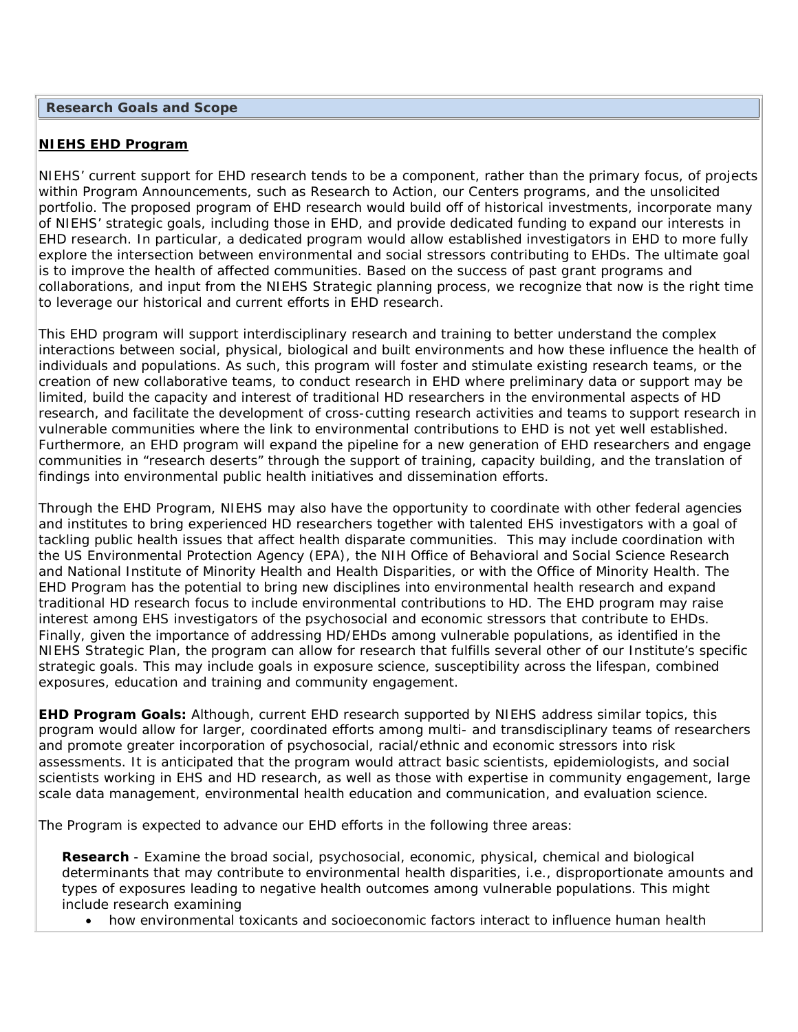## Research Goals and Scope

**NIEHS EHD Program**

NIEHS' current support for EHD research tends to be a component, rather than the primary focus, of projects within Program Announcements, such as Research to Action, our Centers programs, and the unsolicited portfolio. The proposed program of EHD research would build off of historical investments, incorporate many of NIEHS' strategic goals, including those in EHD, and provide dedicated funding to expand our interests in EHD research. In particular, a dedicated program would allow established investigators in EHD to more fully explore the intersection between environmental and social stressors contributing to EHDs. The ultimate goal is to improve the health of affected communities. Based on the success of past grant programs and collaborations, and input from the NIEHS Strategic planning process, we recognize that now is the right time to leverage our historical and current efforts in EHD research.

This EHD program will support interdisciplinary research and training to better understand the complex interactions between social, physical, biological and built environments and how these influence the health of individuals and populations. As such, this program will foster and stimulate existing research teams, or the creation of new collaborative teams, to conduct research in EHD where preliminary data or support may be limited, build the capacity and interest of traditional HD researchers in the environmental aspects of HD research, and facilitate the development of cross-cutting research activities and teams to support research in vulnerable communities where the link to environmental contributions to EHD is not yet well established. Furthermore, an EHD program will expand the pipeline for a new generation of EHD researchers and engage communities in "research deserts" through the support of training, capacity building, and the translation of findings into environmental public health initiatives and dissemination efforts.

Through the EHD Program, NIEHS may also have the opportunity to coordinate with other federal agencies and institutes to bring experienced HD researchers together with talented EHS investigators with a goal of tackling public health issues that affect health disparate communities. This may include coordination with the US Environmental Protection Agency (EPA), the NIH Office of Behavioral and Social Science Research and National Institute of Minority Health and Health Disparities, or with the Office of Minority Health. The EHD Program has the potential to bring new disciplines into environmental health research and expand traditional HD research focus to include environmental contributions to HD. The EHD program may raise interest among EHS investigators of the psychosocial and economic stressors that contribute to EHDs. Finally, given the importance of addressing HD/EHDs among vulnerable populations, as identified in the NIEHS Strategic Plan, the program can allow for research that fulfills several other of our Institute's specific strategic goals. This may include goals in exposure science, susceptibility across the lifespan, combined exposures, education and training and community engagement.

**EHD Program Goals:** Although, current EHD research supported by NIEHS address similar topics, this program would allow for larger, coordinated efforts among multi- and transdisciplinary teams of researchers and promote greater incorporation of psychosocial, racial/ethnic and economic stressors into risk assessments. It is anticipated that the program would attract basic scientists, epidemiologists, and social scientists working in EHS and HD research, as well as those with expertise in community engagement, large scale data management, environmental health education and communication, and evaluation science.

The Program is expected to advance our EHD efforts in the following three areas:

**Research** - Examine the broad social, psychosocial, economic, physical, chemical and biological determinants that may contribute to environmental health disparities, i.e., disproportionate amounts and types of exposures leading to negative health outcomes among vulnerable populations. This might include research examining

- how environmental toxicants and socioeconomic factors interact to influence human health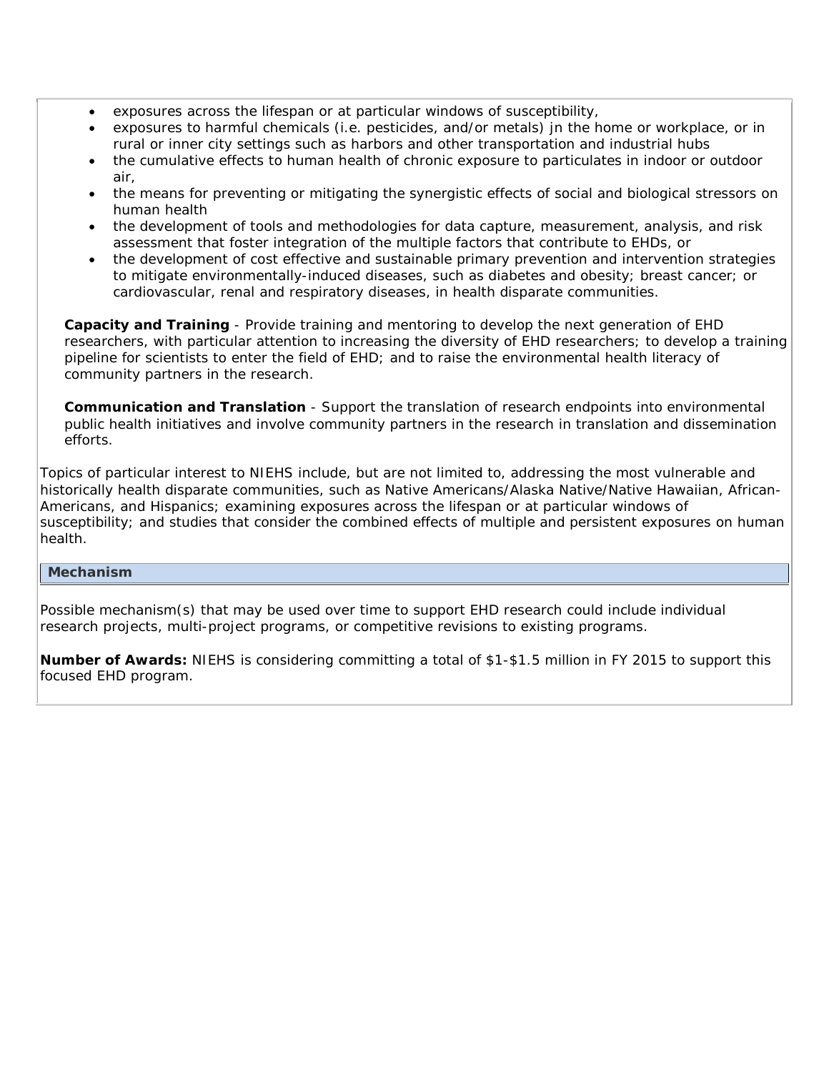- exposures across the lifespan or at particular windows of susceptibility,
- exposures to harmful chemicals (i.e. pesticides, and/or metals) jn the home or workplace, or in rural or inner city settings such as harbors and other transportation and industrial hubs
- the cumulative effects to human health of chronic exposure to particulates in indoor or outdoor air,
- the means for preventing or mitigating the synergistic effects of social and biological stressors on human health
- the development of tools and methodologies for data capture, measurement, analysis, and risk assessment that foster integration of the multiple factors that contribute to EHDs, or
- the development of cost effective and sustainable primary prevention and intervention strategies to mitigate environmentally-induced diseases, such as diabetes and obesity; breast cancer; or cardiovascular, renal and respiratory diseases, in health disparate communities.

**Capacity and Training** - Provide training and mentoring to develop the next generation of EHD researchers, with particular attention to increasing the diversity of EHD researchers; to develop a training pipeline for scientists to enter the field of EHD; and to raise the environmental health literacy of community partners in the research.

**Communication and Translation** - Support the translation of research endpoints into environmental public health initiatives and involve community partners in the research in translation and dissemination efforts.

Topics of particular interest to NIEHS include, but are not limited to, addressing the most vulnerable and historically health disparate communities, such as Native Americans/Alaska Native/Native Hawaiian, African-Americans, and Hispanics; examining exposures across the lifespan or at particular windows of susceptibility; and studies that consider the combined effects of multiple and persistent exposures on human health.

## Mechanism

Possible mechanism(s) that may be used over time to support EHD research could include individual research projects, multi-project programs, or competitive revisions to existing programs.

**Number of Awards:** NIEHS is considering committing a total of $1-$1.5 million in FY 2015 to support this focused EHD program.